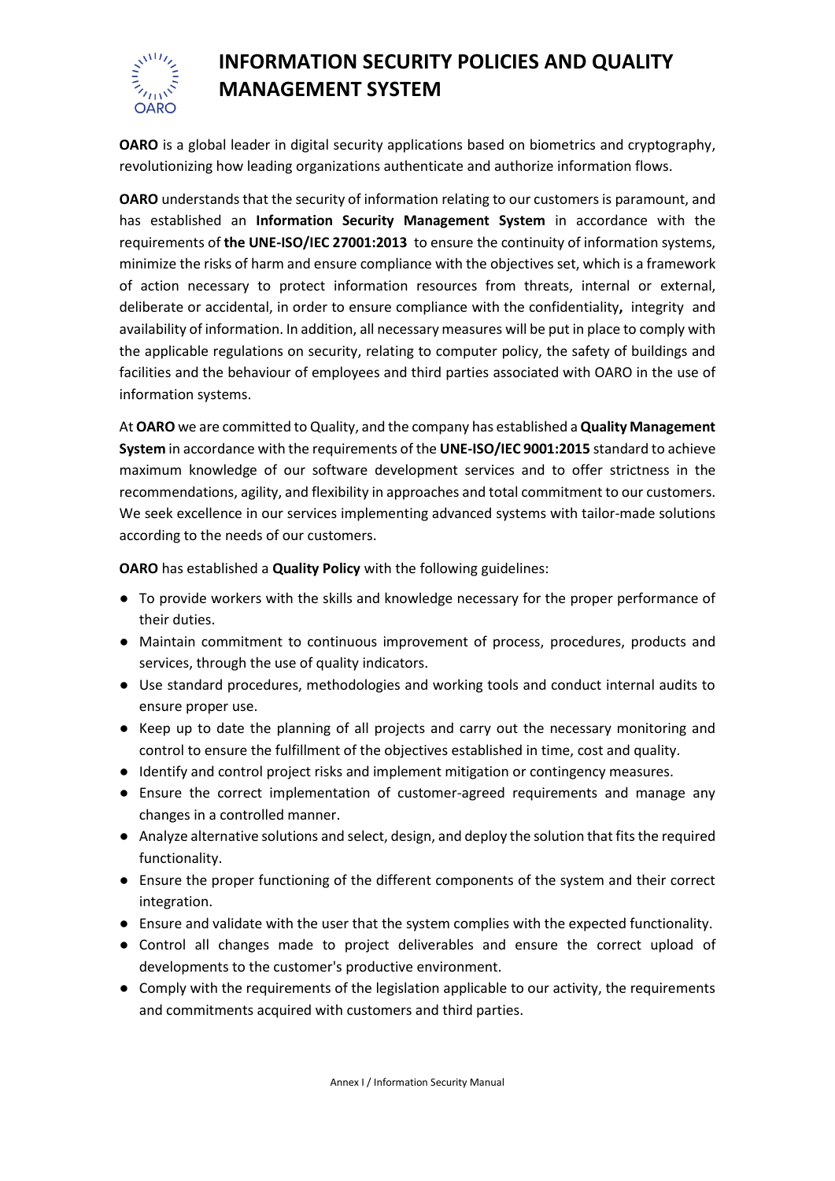# INFORMATION SECURITY POLICIES AND QUALITY MANAGEMENT SYSTEM

**OARO** is a global leader in digital security applications based on biometrics and cryptography, revolutionizing how leading organizations authenticate and authorize information flows.

**OARO** understands that the security of information relating to our customers is paramount, and has established an **Information Security Management System** in accordance with the requirements of **the UNE-ISO/IEC 27001:2013** to ensure the continuity of information systems, minimize the risks of harm and ensure compliance with the objectives set, which is a framework of action necessary to protect information resources from threats, internal or external, deliberate or accidental, in order to ensure compliance with the confidentiality**,** integrity and availability of information. In addition, all necessary measures will be put in place to comply with the applicable regulations on security, relating to computer policy, the safety of buildings and facilities and the behaviour of employees and third parties associated with OARO in the use of information systems.

At **OARO** we are committed to Quality, and the company has established a **Quality Management System** in accordance with the requirements of the **UNE-ISO/IEC 9001:2015** standard to achieve maximum knowledge of our software development services and to offer strictness in the recommendations, agility, and flexibility in approaches and total commitment to our customers. We seek excellence in our services implementing advanced systems with tailor-made solutions according to the needs of our customers.

**OARO** has established a **Quality Policy** with the following guidelines:

- To provide workers with the skills and knowledge necessary for the proper performance of their duties.
- Maintain commitment to continuous improvement of process, procedures, products and services, through the use of quality indicators.
- Use standard procedures, methodologies and working tools and conduct internal audits to ensure proper use.
- Keep up to date the planning of all projects and carry out the necessary monitoring and control to ensure the fulfillment of the objectives established in time, cost and quality.
- Identify and control project risks and implement mitigation or contingency measures.
- Ensure the correct implementation of customer-agreed requirements and manage any changes in a controlled manner.
- Analyze alternative solutions and select, design, and deploy the solution that fits the required functionality.
- Ensure the proper functioning of the different components of the system and their correct integration.
- Ensure and validate with the user that the system complies with the expected functionality.
- Control all changes made to project deliverables and ensure the correct upload of developments to the customer's productive environment.
- Comply with the requirements of the legislation applicable to our activity, the requirements and commitments acquired with customers and third parties.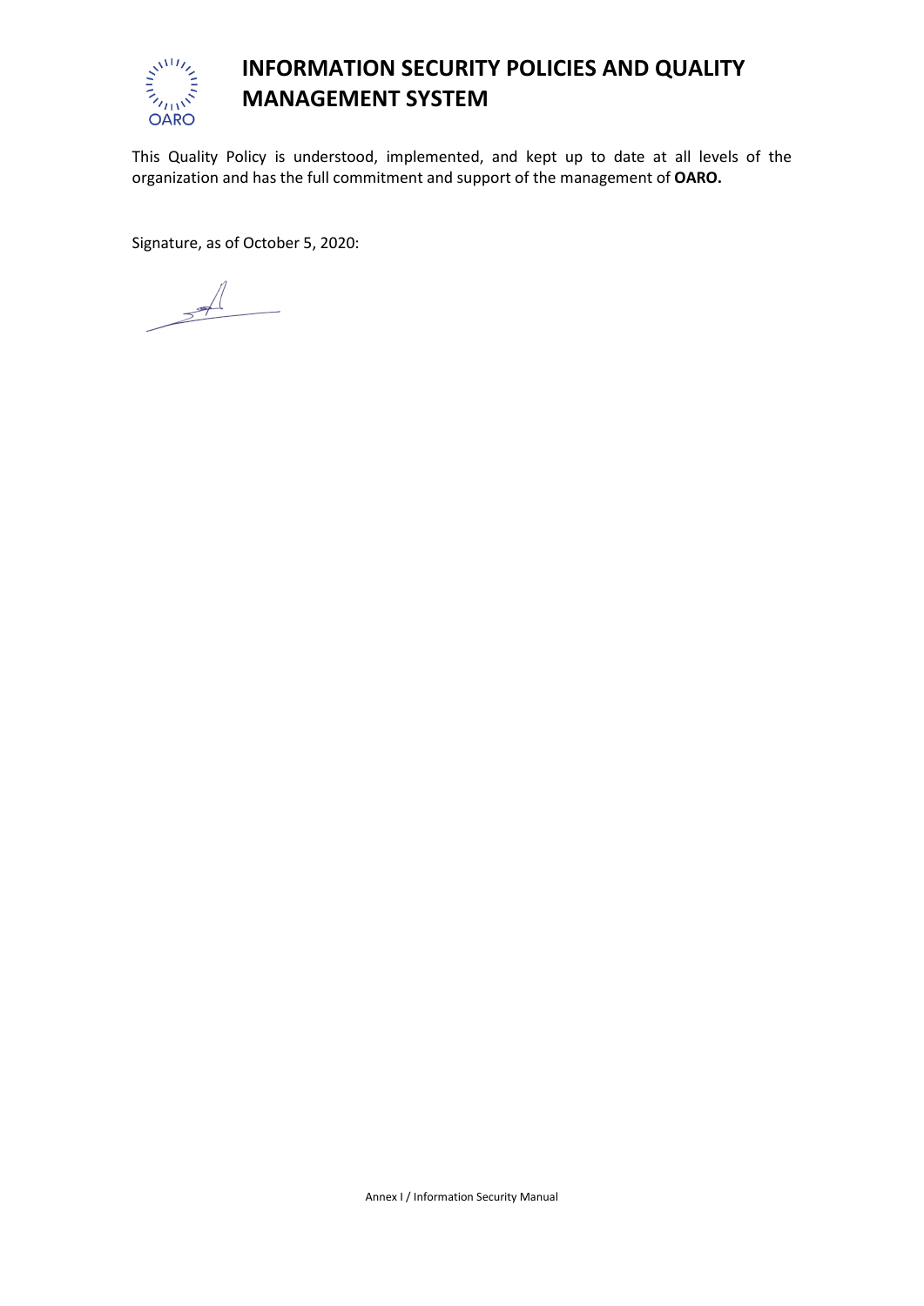# INFORMATION SECURITY POLICIES AND QUALITY MANAGEMENT SYSTEM

This Quality Policy is understood, implemented, and kept up to date at all levels of the organization and has the full commitment and support of the management of **OARO.**

Signature, as of October 5, 2020: